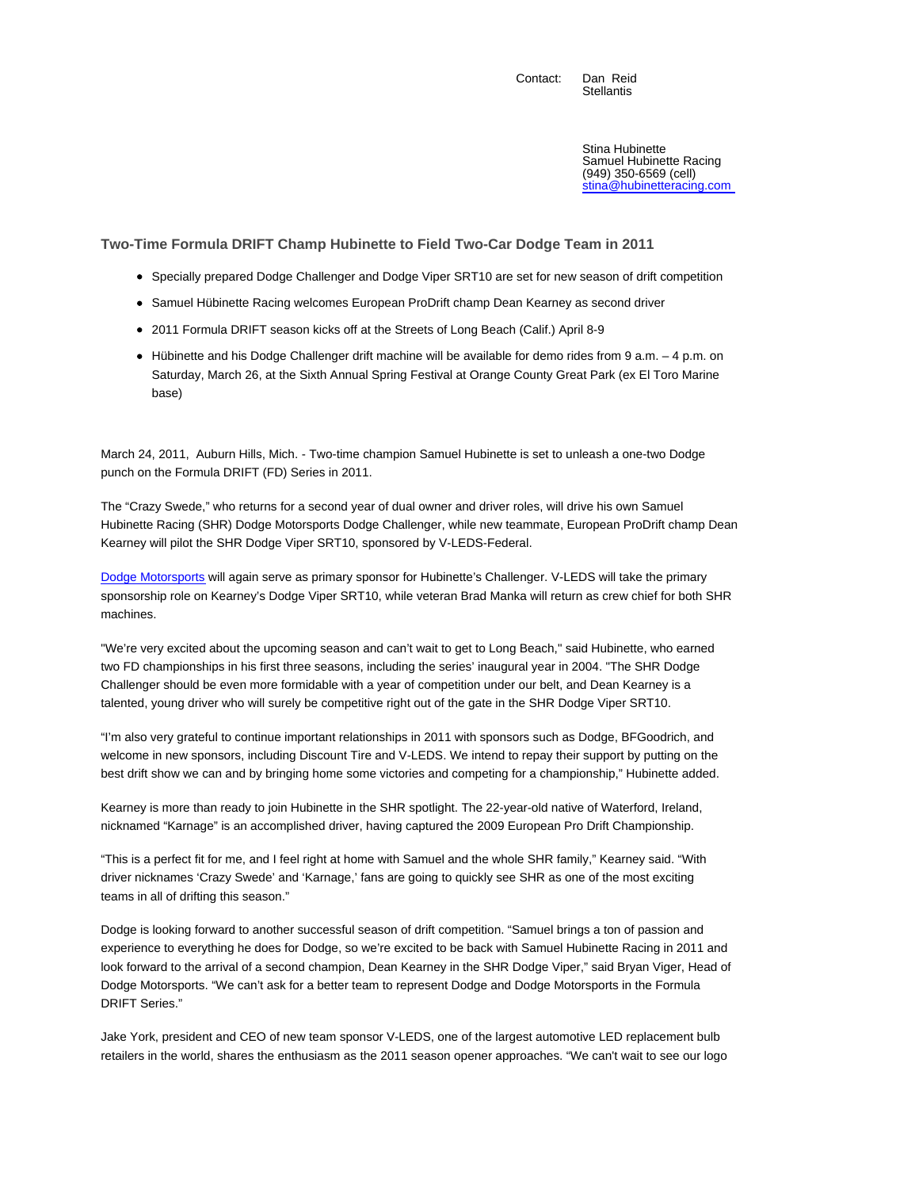Contact: Dan Reid
Stellantis

Stina Hubinette
Samuel Hubinette Racing
(949) 350-6569 (cell)
[stina@hubinetteracing.com](mailto:stina@hubinetteracing.com)

## Two-Time Formula DRIFT Champ Hubinette to Field Two-Car Dodge Team in 2011

- Specially prepared Dodge Challenger and Dodge Viper SRT10 are set for new season of drift competition
- Samuel Hübinette Racing welcomes European ProDrift champ Dean Kearney as second driver
- 2011 Formula DRIFT season kicks off at the Streets of Long Beach (Calif.) April 8-9
- Hübinette and his Dodge Challenger drift machine will be available for demo rides from 9 a.m. – 4 p.m. on Saturday, March 26, at the Sixth Annual Spring Festival at Orange County Great Park (ex El Toro Marine base)

March 24, 2011, Auburn Hills, Mich. - Two-time champion Samuel Hubinette is set to unleash a one-two Dodge punch on the Formula DRIFT (FD) Series in 2011.

The "Crazy Swede," who returns for a second year of dual owner and driver roles, will drive his own Samuel Hubinette Racing (SHR) Dodge Motorsports Dodge Challenger, while new teammate, European ProDrift champ Dean Kearney will pilot the SHR Dodge Viper SRT10, sponsored by V-LEDS-Federal.

Dodge Motorsports will again serve as primary sponsor for Hubinette's Challenger. V-LEDS will take the primary sponsorship role on Kearney's Dodge Viper SRT10, while veteran Brad Manka will return as crew chief for both SHR machines.

"We're very excited about the upcoming season and can't wait to get to Long Beach," said Hubinette, who earned two FD championships in his first three seasons, including the series' inaugural year in 2004. "The SHR Dodge Challenger should be even more formidable with a year of competition under our belt, and Dean Kearney is a talented, young driver who will surely be competitive right out of the gate in the SHR Dodge Viper SRT10.

"I'm also very grateful to continue important relationships in 2011 with sponsors such as Dodge, BFGoodrich, and welcome in new sponsors, including Discount Tire and V-LEDS. We intend to repay their support by putting on the best drift show we can and by bringing home some victories and competing for a championship," Hubinette added.

Kearney is more than ready to join Hubinette in the SHR spotlight. The 22-year-old native of Waterford, Ireland, nicknamed "Karnage" is an accomplished driver, having captured the 2009 European Pro Drift Championship.

"This is a perfect fit for me, and I feel right at home with Samuel and the whole SHR family," Kearney said. "With driver nicknames 'Crazy Swede' and 'Karnage,' fans are going to quickly see SHR as one of the most exciting teams in all of drifting this season."

Dodge is looking forward to another successful season of drift competition. "Samuel brings a ton of passion and experience to everything he does for Dodge, so we're excited to be back with Samuel Hubinette Racing in 2011 and look forward to the arrival of a second champion, Dean Kearney in the SHR Dodge Viper," said Bryan Viger, Head of Dodge Motorsports. "We can't ask for a better team to represent Dodge and Dodge Motorsports in the Formula DRIFT Series."

Jake York, president and CEO of new team sponsor V-LEDS, one of the largest automotive LED replacement bulb retailers in the world, shares the enthusiasm as the 2011 season opener approaches. "We can't wait to see our logo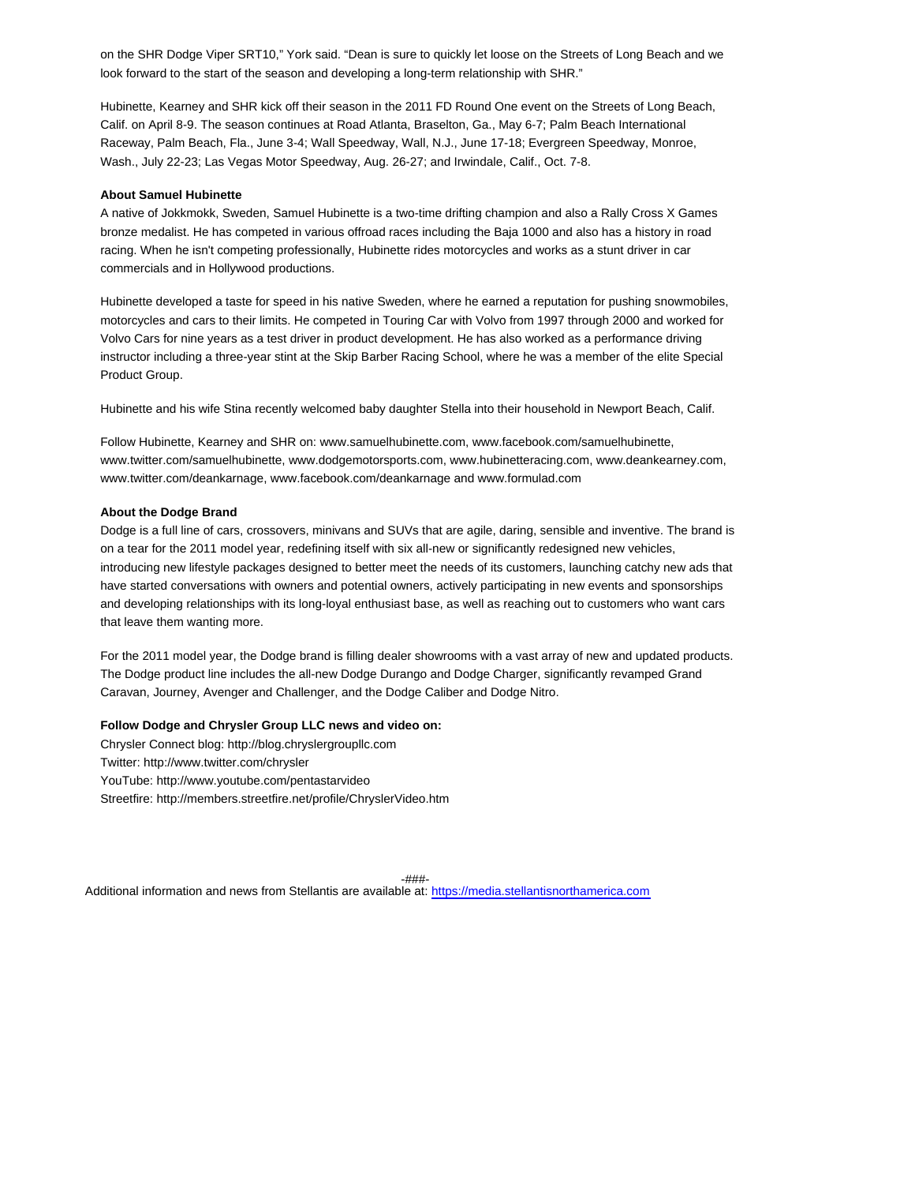on the SHR Dodge Viper SRT10," York said. "Dean is sure to quickly let loose on the Streets of Long Beach and we look forward to the start of the season and developing a long-term relationship with SHR."

Hubinette, Kearney and SHR kick off their season in the 2011 FD Round One event on the Streets of Long Beach, Calif. on April 8-9. The season continues at Road Atlanta, Braselton, Ga., May 6-7; Palm Beach International Raceway, Palm Beach, Fla., June 3-4; Wall Speedway, Wall, N.J., June 17-18; Evergreen Speedway, Monroe, Wash., July 22-23; Las Vegas Motor Speedway, Aug. 26-27; and Irwindale, Calif., Oct. 7-8.

**About Samuel Hubinette**

A native of Jokkmokk, Sweden, Samuel Hubinette is a two-time drifting champion and also a Rally Cross X Games bronze medalist. He has competed in various offroad races including the Baja 1000 and also has a history in road racing. When he isn't competing professionally, Hubinette rides motorcycles and works as a stunt driver in car commercials and in Hollywood productions.

Hubinette developed a taste for speed in his native Sweden, where he earned a reputation for pushing snowmobiles, motorcycles and cars to their limits. He competed in Touring Car with Volvo from 1997 through 2000 and worked for Volvo Cars for nine years as a test driver in product development. He has also worked as a performance driving instructor including a three-year stint at the Skip Barber Racing School, where he was a member of the elite Special Product Group.

Hubinette and his wife Stina recently welcomed baby daughter Stella into their household in Newport Beach, Calif.

Follow Hubinette, Kearney and SHR on: www.samuelhubinette.com, www.facebook.com/samuelhubinette, www.twitter.com/samuelhubinette, www.dodgemotorsports.com, www.hubinetteracing.com, www.deankearney.com, www.twitter.com/deankarnage, www.facebook.com/deankarnage and www.formulad.com

**About the Dodge Brand**

Dodge is a full line of cars, crossovers, minivans and SUVs that are agile, daring, sensible and inventive. The brand is on a tear for the 2011 model year, redefining itself with six all-new or significantly redesigned new vehicles, introducing new lifestyle packages designed to better meet the needs of its customers, launching catchy new ads that have started conversations with owners and potential owners, actively participating in new events and sponsorships and developing relationships with its long-loyal enthusiast base, as well as reaching out to customers who want cars that leave them wanting more.

For the 2011 model year, the Dodge brand is filling dealer showrooms with a vast array of new and updated products. The Dodge product line includes the all-new Dodge Durango and Dodge Charger, significantly revamped Grand Caravan, Journey, Avenger and Challenger, and the Dodge Caliber and Dodge Nitro.

**Follow Dodge and Chrysler Group LLC news and video on:**

Chrysler Connect blog: http://blog.chryslergroupllc.com
Twitter: http://www.twitter.com/chrysler
YouTube: http://www.youtube.com/pentastarvideo
Streetfire: http://members.streetfire.net/profile/ChryslerVideo.htm

-###-

Additional information and news from Stellantis are available at: https://media.stellantisnorthamerica.com